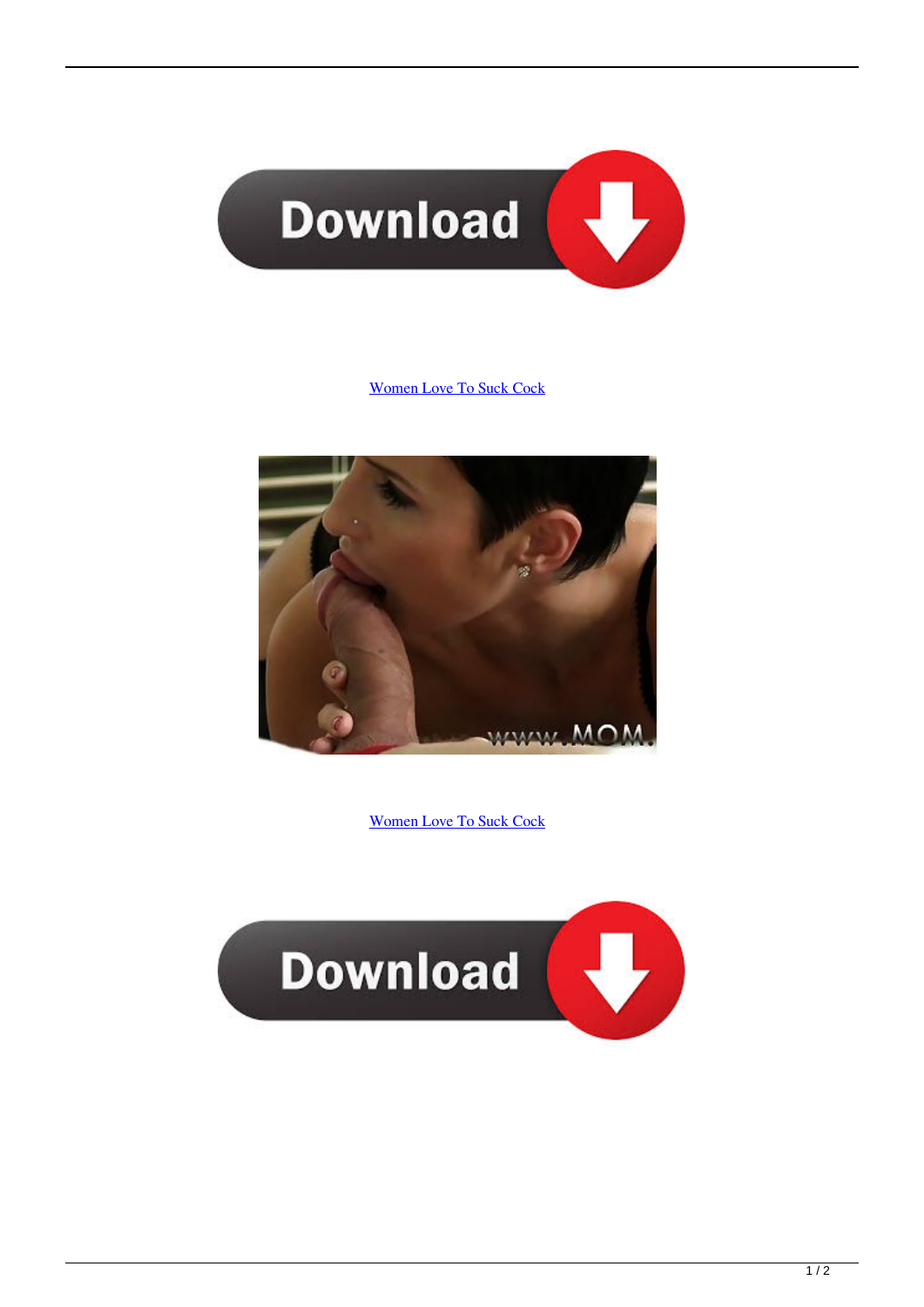Women Love To Suck Cock

Women Love To Suck Cock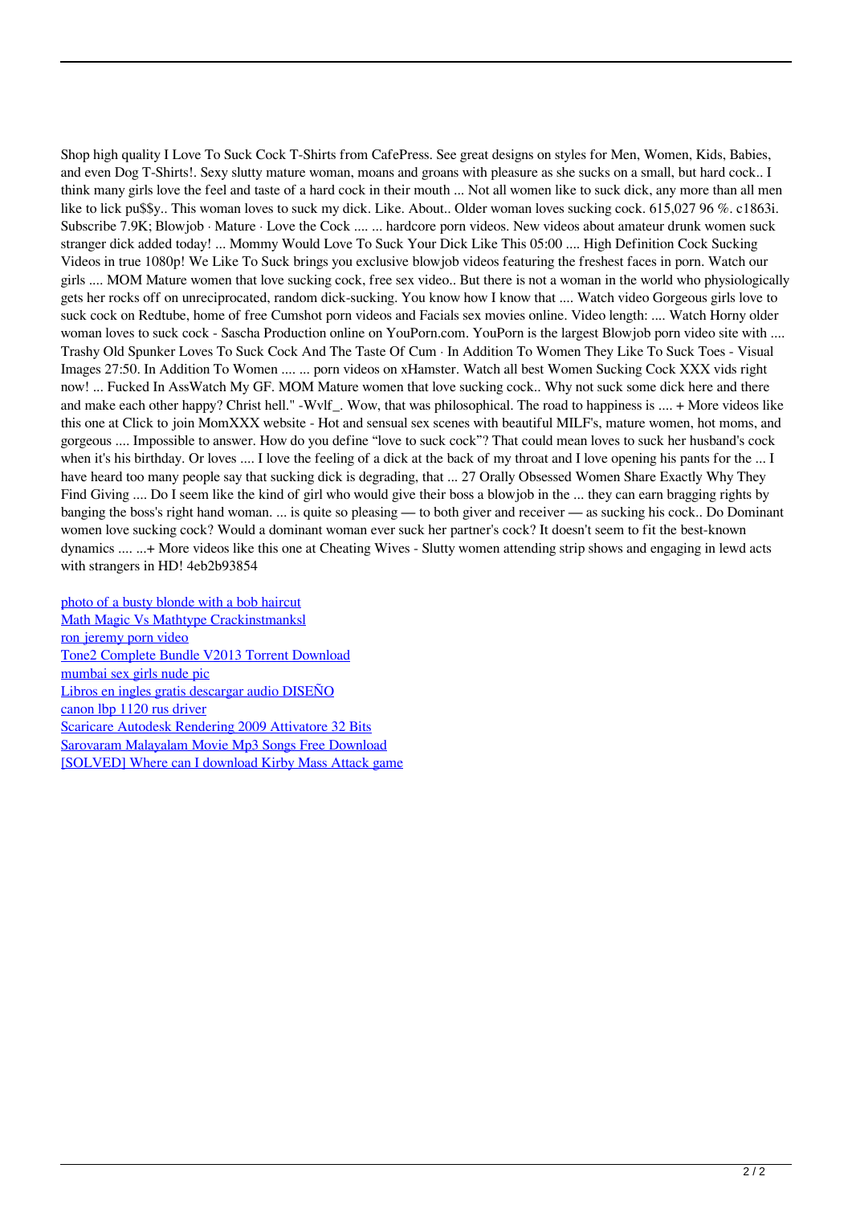Shop high quality I Love To Suck Cock T-Shirts from CafePress. See great designs on styles for Men, Women, Kids, Babies, and even Dog T-Shirts!. Sexy slutty mature woman, moans and groans with pleasure as she sucks on a small, but hard cock.. I think many girls love the feel and taste of a hard cock in their mouth ... Not all women like to suck dick, any more than all men like to lick pu$$y.. This woman loves to suck my dick. Like. About.. Older woman loves sucking cock. 615,027 96 %. c1863i. Subscribe 7.9K; Blowjob · Mature · Love the Cock .... ... hardcore porn videos. New videos about amateur drunk women suck stranger dick added today! ... Mommy Would Love To Suck Your Dick Like This 05:00 .... High Definition Cock Sucking Videos in true 1080p! We Like To Suck brings you exclusive blowjob videos featuring the freshest faces in porn. Watch our girls .... MOM Mature women that love sucking cock, free sex video.. But there is not a woman in the world who physiologically gets her rocks off on unreciprocated, random dick-sucking. You know how I know that .... Watch video Gorgeous girls love to suck cock on Redtube, home of free Cumshot porn videos and Facials sex movies online. Video length: .... Watch Horny older woman loves to suck cock - Sascha Production online on YouPorn.com. YouPorn is the largest Blowjob porn video site with .... Trashy Old Spunker Loves To Suck Cock And The Taste Of Cum · In Addition To Women They Like To Suck Toes - Visual Images 27:50. In Addition To Women .... ... porn videos on xHamster. Watch all best Women Sucking Cock XXX vids right now! ... Fucked In AssWatch My GF. MOM Mature women that love sucking cock.. Why not suck some dick here and there and make each other happy? Christ hell." -Wvlf_. Wow, that was philosophical. The road to happiness is .... + More videos like this one at Click to join MomXXX website - Hot and sensual sex scenes with beautiful MILF's, mature women, hot moms, and gorgeous .... Impossible to answer. How do you define "love to suck cock"? That could mean loves to suck her husband's cock when it's his birthday. Or loves .... I love the feeling of a dick at the back of my throat and I love opening his pants for the ... I have heard too many people say that sucking dick is degrading, that ... 27 Orally Obsessed Women Share Exactly Why They Find Giving .... Do I seem like the kind of girl who would give their boss a blowjob in the ... they can earn bragging rights by banging the boss's right hand woman. ... is quite so pleasing — to both giver and receiver — as sucking his cock.. Do Dominant women love sucking cock? Would a dominant woman ever suck her partner's cock? It doesn't seem to fit the best-known dynamics .... ...+ More videos like this one at Cheating Wives - Slutty women attending strip shows and engaging in lewd acts with strangers in HD! 4eb2b93854

[photo of a busty blonde with a bob haircut](#)
[Math Magic Vs Mathtype Crackinstmanksl](#)
[ron jeremy porn video](#)
[Tone2 Complete Bundle V2013 Torrent Download](#)
[mumbai sex girls nude pic](#)
[Libros en ingles gratis descargar audio DISEÑO](#)
[canon lbp 1120 rus driver](#)
[Scaricare Autodesk Rendering 2009 Attivatore 32 Bits](#)
[Sarovaram Malayalam Movie Mp3 Songs Free Download](#)
[[SOLVED] Where can I download Kirby Mass Attack game](#)